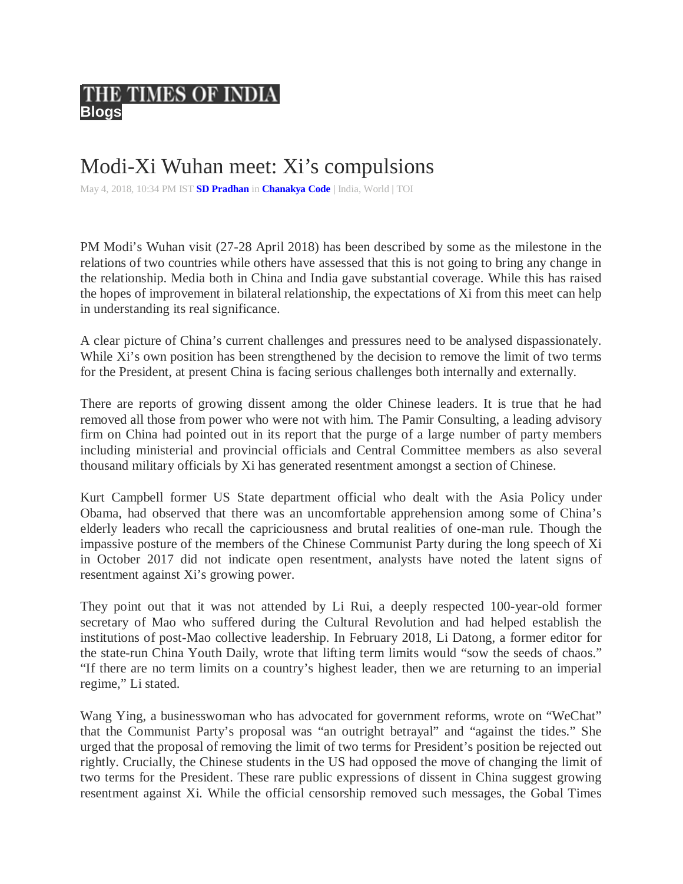THE TIMES OF INDIA
**Blogs**

# Modi-Xi Wuhan meet: Xi's compulsions

May 4, 2018, 10:34 PM IST **SD Pradhan** in **Chanakya Code** | India, World | TOI

PM Modi's Wuhan visit (27-28 April 2018) has been described by some as the milestone in the relations of two countries while others have assessed that this is not going to bring any change in the relationship. Media both in China and India gave substantial coverage. While this has raised the hopes of improvement in bilateral relationship, the expectations of Xi from this meet can help in understanding its real significance.

A clear picture of China's current challenges and pressures need to be analysed dispassionately. While Xi's own position has been strengthened by the decision to remove the limit of two terms for the President, at present China is facing serious challenges both internally and externally.

There are reports of growing dissent among the older Chinese leaders. It is true that he had removed all those from power who were not with him. The Pamir Consulting, a leading advisory firm on China had pointed out in its report that the purge of a large number of party members including ministerial and provincial officials and Central Committee members as also several thousand military officials by Xi has generated resentment amongst a section of Chinese.

Kurt Campbell former US State department official who dealt with the Asia Policy under Obama, had observed that there was an uncomfortable apprehension among some of China's elderly leaders who recall the capriciousness and brutal realities of one-man rule. Though the impassive posture of the members of the Chinese Communist Party during the long speech of Xi in October 2017 did not indicate open resentment, analysts have noted the latent signs of resentment against Xi's growing power.

They point out that it was not attended by Li Rui, a deeply respected 100-year-old former secretary of Mao who suffered during the Cultural Revolution and had helped establish the institutions of post-Mao collective leadership. In February 2018, Li Datong, a former editor for the state-run China Youth Daily, wrote that lifting term limits would "sow the seeds of chaos." "If there are no term limits on a country's highest leader, then we are returning to an imperial regime," Li stated.

Wang Ying, a businesswoman who has advocated for government reforms, wrote on "WeChat" that the Communist Party's proposal was "an outright betrayal" and "against the tides." She urged that the proposal of removing the limit of two terms for President's position be rejected out rightly. Crucially, the Chinese students in the US had opposed the move of changing the limit of two terms for the President. These rare public expressions of dissent in China suggest growing resentment against Xi. While the official censorship removed such messages, the Gobal Times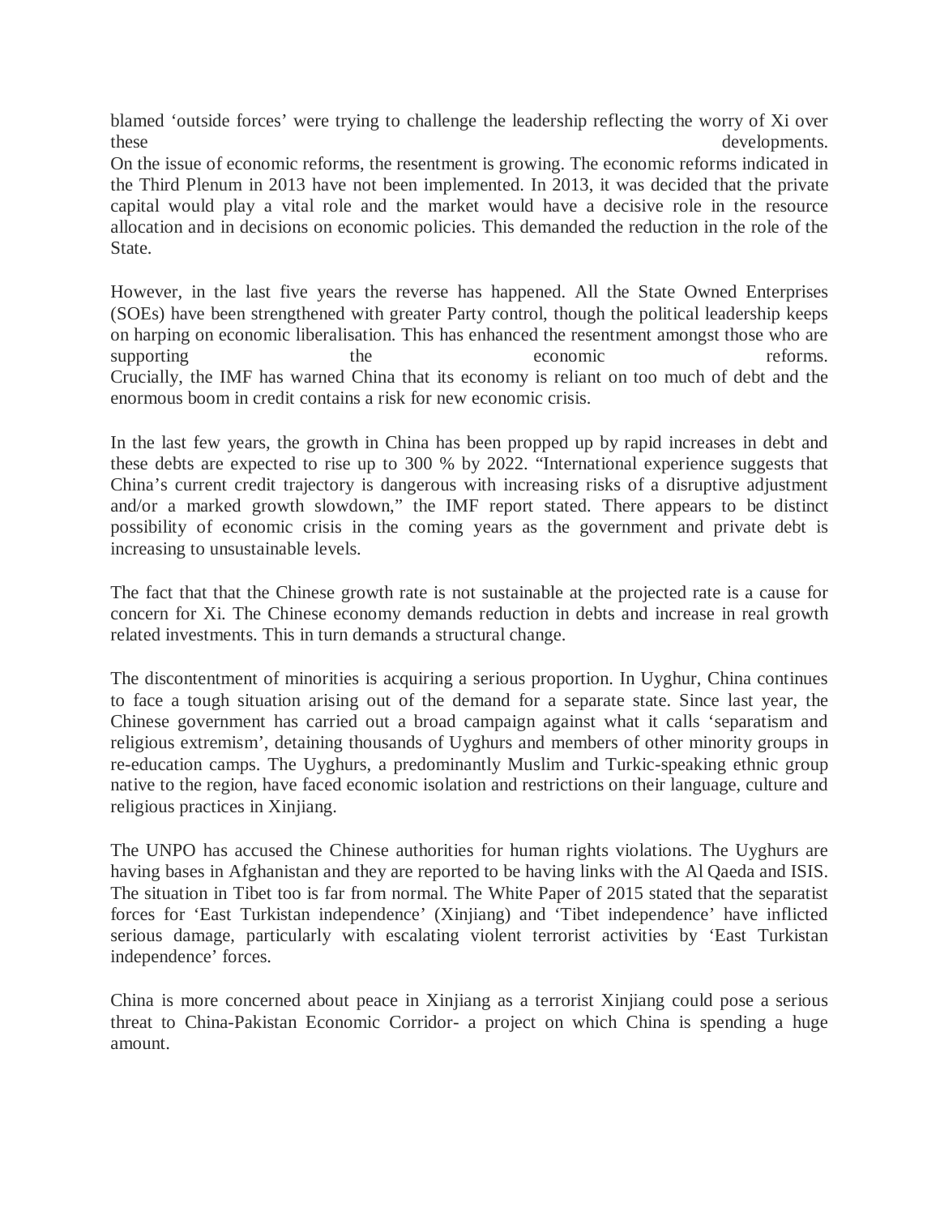blamed 'outside forces' were trying to challenge the leadership reflecting the worry of Xi over these developments.

On the issue of economic reforms, the resentment is growing. The economic reforms indicated in the Third Plenum in 2013 have not been implemented. In 2013, it was decided that the private capital would play a vital role and the market would have a decisive role in the resource allocation and in decisions on economic policies. This demanded the reduction in the role of the State.

However, in the last five years the reverse has happened. All the State Owned Enterprises (SOEs) have been strengthened with greater Party control, though the political leadership keeps on harping on economic liberalisation. This has enhanced the resentment amongst those who are supporting the economic reforms.

Crucially, the IMF has warned China that its economy is reliant on too much of debt and the enormous boom in credit contains a risk for new economic crisis.

In the last few years, the growth in China has been propped up by rapid increases in debt and these debts are expected to rise up to 300 % by 2022. "International experience suggests that China's current credit trajectory is dangerous with increasing risks of a disruptive adjustment and/or a marked growth slowdown," the IMF report stated. There appears to be distinct possibility of economic crisis in the coming years as the government and private debt is increasing to unsustainable levels.

The fact that that the Chinese growth rate is not sustainable at the projected rate is a cause for concern for Xi. The Chinese economy demands reduction in debts and increase in real growth related investments. This in turn demands a structural change.

The discontentment of minorities is acquiring a serious proportion. In Uyghur, China continues to face a tough situation arising out of the demand for a separate state. Since last year, the Chinese government has carried out a broad campaign against what it calls 'separatism and religious extremism', detaining thousands of Uyghurs and members of other minority groups in re-education camps. The Uyghurs, a predominantly Muslim and Turkic-speaking ethnic group native to the region, have faced economic isolation and restrictions on their language, culture and religious practices in Xinjiang.

The UNPO has accused the Chinese authorities for human rights violations. The Uyghurs are having bases in Afghanistan and they are reported to be having links with the Al Qaeda and ISIS. The situation in Tibet too is far from normal. The White Paper of 2015 stated that the separatist forces for 'East Turkistan independence' (Xinjiang) and 'Tibet independence' have inflicted serious damage, particularly with escalating violent terrorist activities by 'East Turkistan independence' forces.

China is more concerned about peace in Xinjiang as a terrorist Xinjiang could pose a serious threat to China-Pakistan Economic Corridor- a project on which China is spending a huge amount.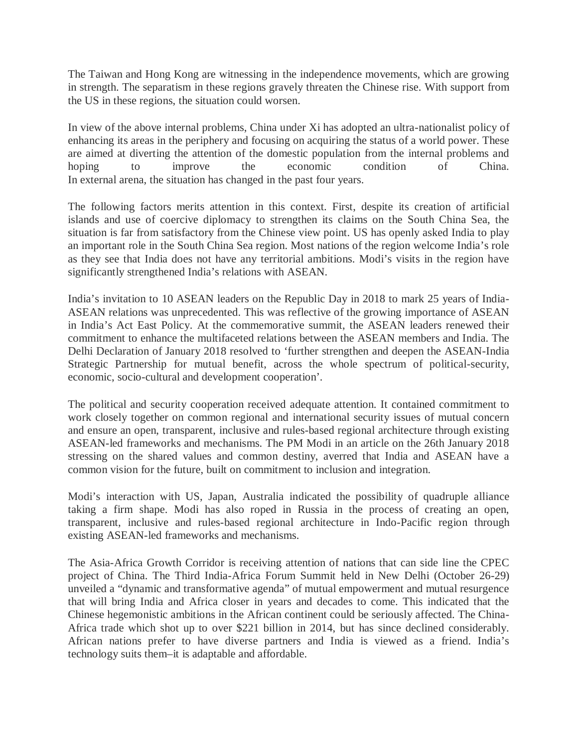The Taiwan and Hong Kong are witnessing in the independence movements, which are growing in strength. The separatism in these regions gravely threaten the Chinese rise. With support from the US in these regions, the situation could worsen.

In view of the above internal problems, China under Xi has adopted an ultra-nationalist policy of enhancing its areas in the periphery and focusing on acquiring the status of a world power. These are aimed at diverting the attention of the domestic population from the internal problems and hoping to improve the economic condition of China.
In external arena, the situation has changed in the past four years.

The following factors merits attention in this context. First, despite its creation of artificial islands and use of coercive diplomacy to strengthen its claims on the South China Sea, the situation is far from satisfactory from the Chinese view point. US has openly asked India to play an important role in the South China Sea region. Most nations of the region welcome India's role as they see that India does not have any territorial ambitions. Modi's visits in the region have significantly strengthened India's relations with ASEAN.

India's invitation to 10 ASEAN leaders on the Republic Day in 2018 to mark 25 years of India-ASEAN relations was unprecedented. This was reflective of the growing importance of ASEAN in India's Act East Policy. At the commemorative summit, the ASEAN leaders renewed their commitment to enhance the multifaceted relations between the ASEAN members and India. The Delhi Declaration of January 2018 resolved to 'further strengthen and deepen the ASEAN-India Strategic Partnership for mutual benefit, across the whole spectrum of political-security, economic, socio-cultural and development cooperation'.

The political and security cooperation received adequate attention. It contained commitment to work closely together on common regional and international security issues of mutual concern and ensure an open, transparent, inclusive and rules-based regional architecture through existing ASEAN-led frameworks and mechanisms. The PM Modi in an article on the 26th January 2018 stressing on the shared values and common destiny, averred that India and ASEAN have a common vision for the future, built on commitment to inclusion and integration.

Modi's interaction with US, Japan, Australia indicated the possibility of quadruple alliance taking a firm shape. Modi has also roped in Russia in the process of creating an open, transparent, inclusive and rules-based regional architecture in Indo-Pacific region through existing ASEAN-led frameworks and mechanisms.

The Asia-Africa Growth Corridor is receiving attention of nations that can side line the CPEC project of China. The Third India-Africa Forum Summit held in New Delhi (October 26-29) unveiled a "dynamic and transformative agenda" of mutual empowerment and mutual resurgence that will bring India and Africa closer in years and decades to come. This indicated that the Chinese hegemonistic ambitions in the African continent could be seriously affected. The China-Africa trade which shot up to over $221 billion in 2014, but has since declined considerably. African nations prefer to have diverse partners and India is viewed as a friend. India's technology suits them–it is adaptable and affordable.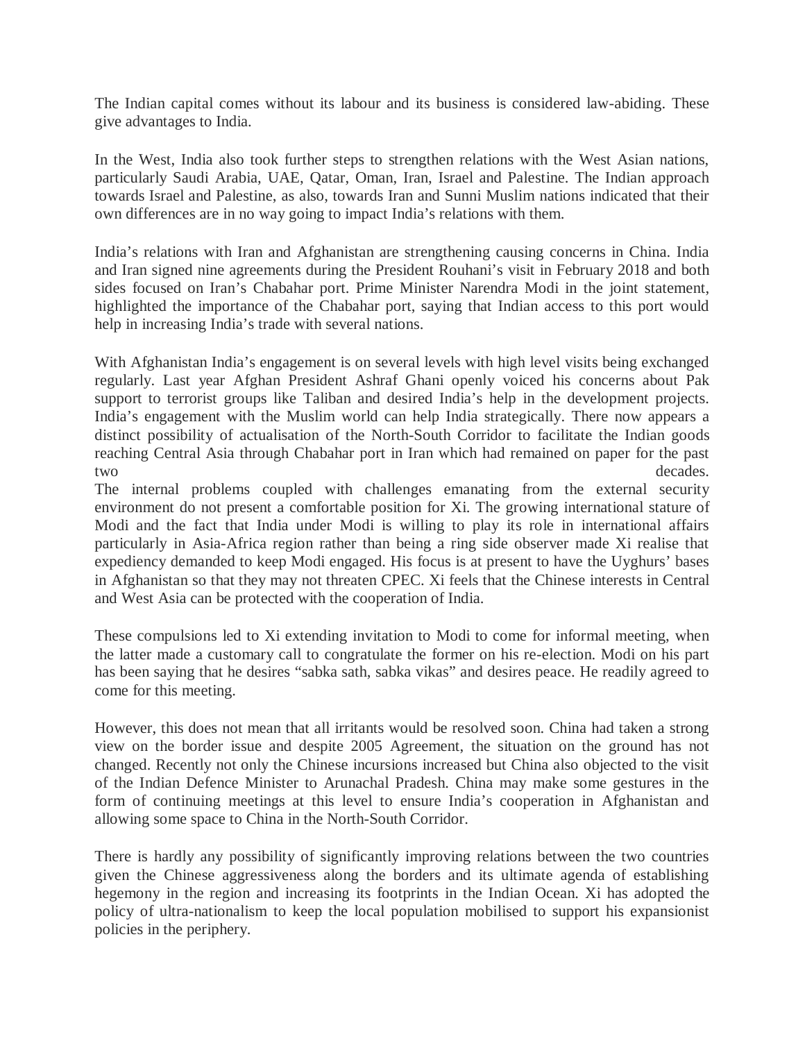The Indian capital comes without its labour and its business is considered law-abiding. These give advantages to India.

In the West, India also took further steps to strengthen relations with the West Asian nations, particularly Saudi Arabia, UAE, Qatar, Oman, Iran, Israel and Palestine. The Indian approach towards Israel and Palestine, as also, towards Iran and Sunni Muslim nations indicated that their own differences are in no way going to impact India's relations with them.

India's relations with Iran and Afghanistan are strengthening causing concerns in China. India and Iran signed nine agreements during the President Rouhani's visit in February 2018 and both sides focused on Iran's Chabahar port. Prime Minister Narendra Modi in the joint statement, highlighted the importance of the Chabahar port, saying that Indian access to this port would help in increasing India's trade with several nations.

With Afghanistan India's engagement is on several levels with high level visits being exchanged regularly. Last year Afghan President Ashraf Ghani openly voiced his concerns about Pak support to terrorist groups like Taliban and desired India's help in the development projects. India's engagement with the Muslim world can help India strategically. There now appears a distinct possibility of actualisation of the North-South Corridor to facilitate the Indian goods reaching Central Asia through Chabahar port in Iran which had remained on paper for the past two decades.

The internal problems coupled with challenges emanating from the external security environment do not present a comfortable position for Xi. The growing international stature of Modi and the fact that India under Modi is willing to play its role in international affairs particularly in Asia-Africa region rather than being a ring side observer made Xi realise that expediency demanded to keep Modi engaged. His focus is at present to have the Uyghurs' bases in Afghanistan so that they may not threaten CPEC. Xi feels that the Chinese interests in Central and West Asia can be protected with the cooperation of India.

These compulsions led to Xi extending invitation to Modi to come for informal meeting, when the latter made a customary call to congratulate the former on his re-election. Modi on his part has been saying that he desires "sabka sath, sabka vikas" and desires peace. He readily agreed to come for this meeting.

However, this does not mean that all irritants would be resolved soon. China had taken a strong view on the border issue and despite 2005 Agreement, the situation on the ground has not changed. Recently not only the Chinese incursions increased but China also objected to the visit of the Indian Defence Minister to Arunachal Pradesh. China may make some gestures in the form of continuing meetings at this level to ensure India's cooperation in Afghanistan and allowing some space to China in the North-South Corridor.

There is hardly any possibility of significantly improving relations between the two countries given the Chinese aggressiveness along the borders and its ultimate agenda of establishing hegemony in the region and increasing its footprints in the Indian Ocean. Xi has adopted the policy of ultra-nationalism to keep the local population mobilised to support his expansionist policies in the periphery.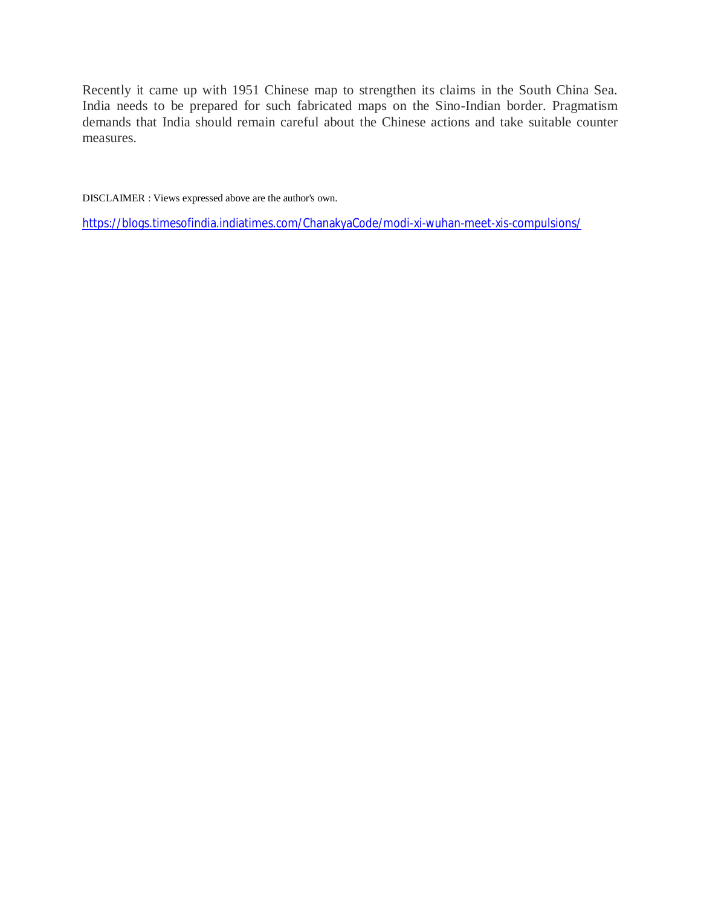Recently it came up with 1951 Chinese map to strengthen its claims in the South China Sea. India needs to be prepared for such fabricated maps on the Sino-Indian border. Pragmatism demands that India should remain careful about the Chinese actions and take suitable counter measures.

DISCLAIMER : Views expressed above are the author's own.

https://blogs.timesofindia.indiatimes.com/ChanakyaCode/modi-xi-wuhan-meet-xis-compulsions/